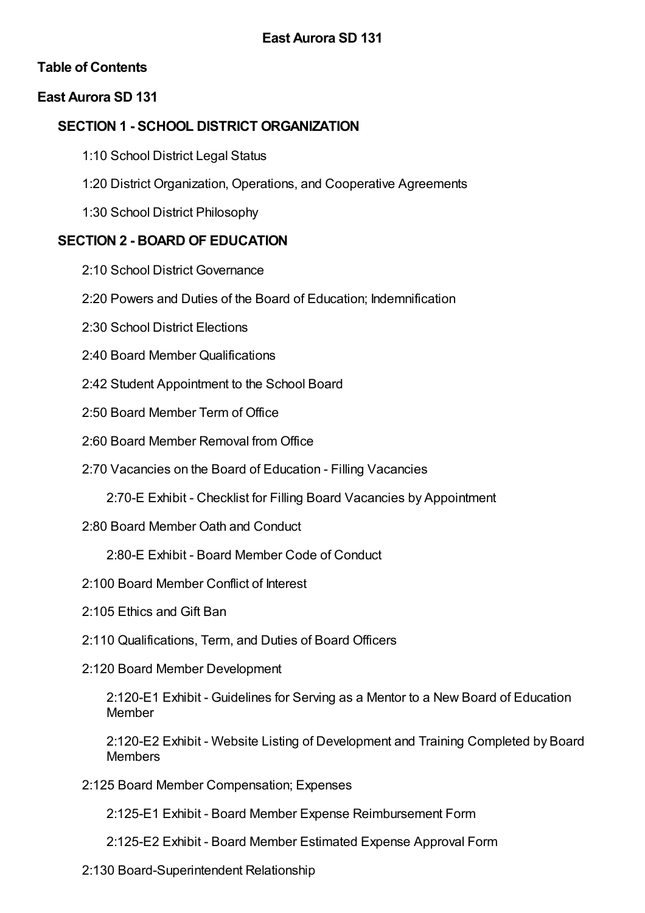# East Aurora SD 131

## Table of Contents

## East Aurora SD 131

### SECTION 1 - SCHOOL DISTRICT ORGANIZATION

- 1:10 School District Legal Status
- 1:20 District Organization, Operations, and Cooperative Agreements
- 1:30 School District Philosophy

### SECTION 2 - BOARD OF EDUCATION

- 2:10 School District Governance
- 2:20 Powers and Duties of the Board of Education; Indemnification
- 2:30 School District Elections
- 2:40 Board Member Qualifications
- 2:42 Student Appointment to the School Board
- 2:50 Board Member Term of Office
- 2:60 Board Member Removal from Office
- 2:70 Vacancies on the Board of Education - Filling Vacancies
  - 2:70-E Exhibit - Checklist for Filling Board Vacancies by Appointment
- 2:80 Board Member Oath and Conduct
  - 2:80-E Exhibit - Board Member Code of Conduct
- 2:100 Board Member Conflict of Interest
- 2:105 Ethics and Gift Ban
- 2:110 Qualifications, Term, and Duties of Board Officers
- 2:120 Board Member Development
  - 2:120-E1 Exhibit - Guidelines for Serving as a Mentor to a New Board of Education Member
  - 2:120-E2 Exhibit - Website Listing of Development and Training Completed by Board Members
- 2:125 Board Member Compensation; Expenses
  - 2:125-E1 Exhibit - Board Member Expense Reimbursement Form
  - 2:125-E2 Exhibit - Board Member Estimated Expense Approval Form
- 2:130 Board-Superintendent Relationship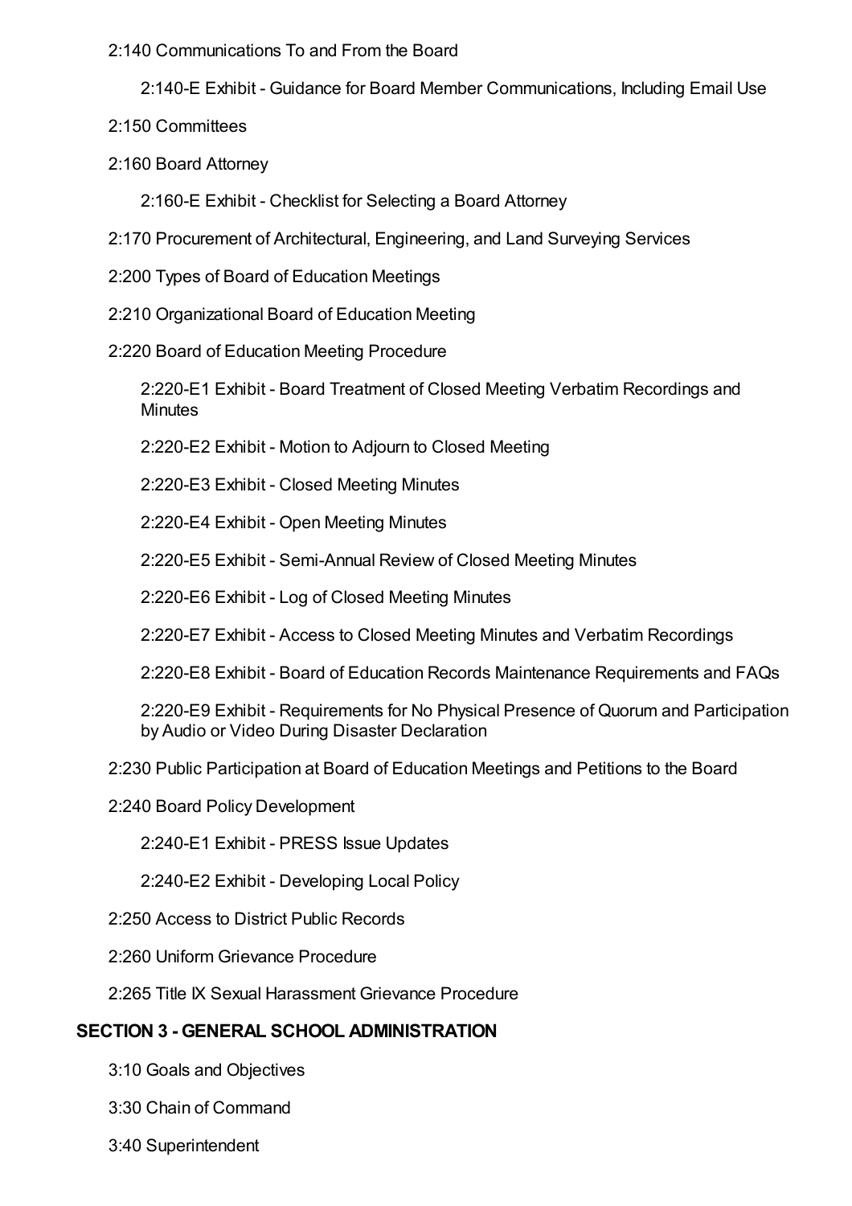- 2:140 Communications To and From the Board
  - 2:140-E Exhibit - Guidance for Board Member Communications, Including Email Use
- 2:150 Committees
- 2:160 Board Attorney
  - 2:160-E Exhibit - Checklist for Selecting a Board Attorney
- 2:170 Procurement of Architectural, Engineering, and Land Surveying Services
- 2:200 Types of Board of Education Meetings
- 2:210 Organizational Board of Education Meeting
- 2:220 Board of Education Meeting Procedure
  - 2:220-E1 Exhibit - Board Treatment of Closed Meeting Verbatim Recordings and Minutes
  - 2:220-E2 Exhibit - Motion to Adjourn to Closed Meeting
  - 2:220-E3 Exhibit - Closed Meeting Minutes
  - 2:220-E4 Exhibit - Open Meeting Minutes
  - 2:220-E5 Exhibit - Semi-Annual Review of Closed Meeting Minutes
  - 2:220-E6 Exhibit - Log of Closed Meeting Minutes
  - 2:220-E7 Exhibit - Access to Closed Meeting Minutes and Verbatim Recordings
  - 2:220-E8 Exhibit - Board of Education Records Maintenance Requirements and FAQs
  - 2:220-E9 Exhibit - Requirements for No Physical Presence of Quorum and Participation by Audio or Video During Disaster Declaration
- 2:230 Public Participation at Board of Education Meetings and Petitions to the Board
- 2:240 Board Policy Development
  - 2:240-E1 Exhibit - PRESS Issue Updates
  - 2:240-E2 Exhibit - Developing Local Policy
- 2:250 Access to District Public Records
- 2:260 Uniform Grievance Procedure
- 2:265 Title IX Sexual Harassment Grievance Procedure

## SECTION 3 - GENERAL SCHOOL ADMINISTRATION

- 3:10 Goals and Objectives
- 3:30 Chain of Command
- 3:40 Superintendent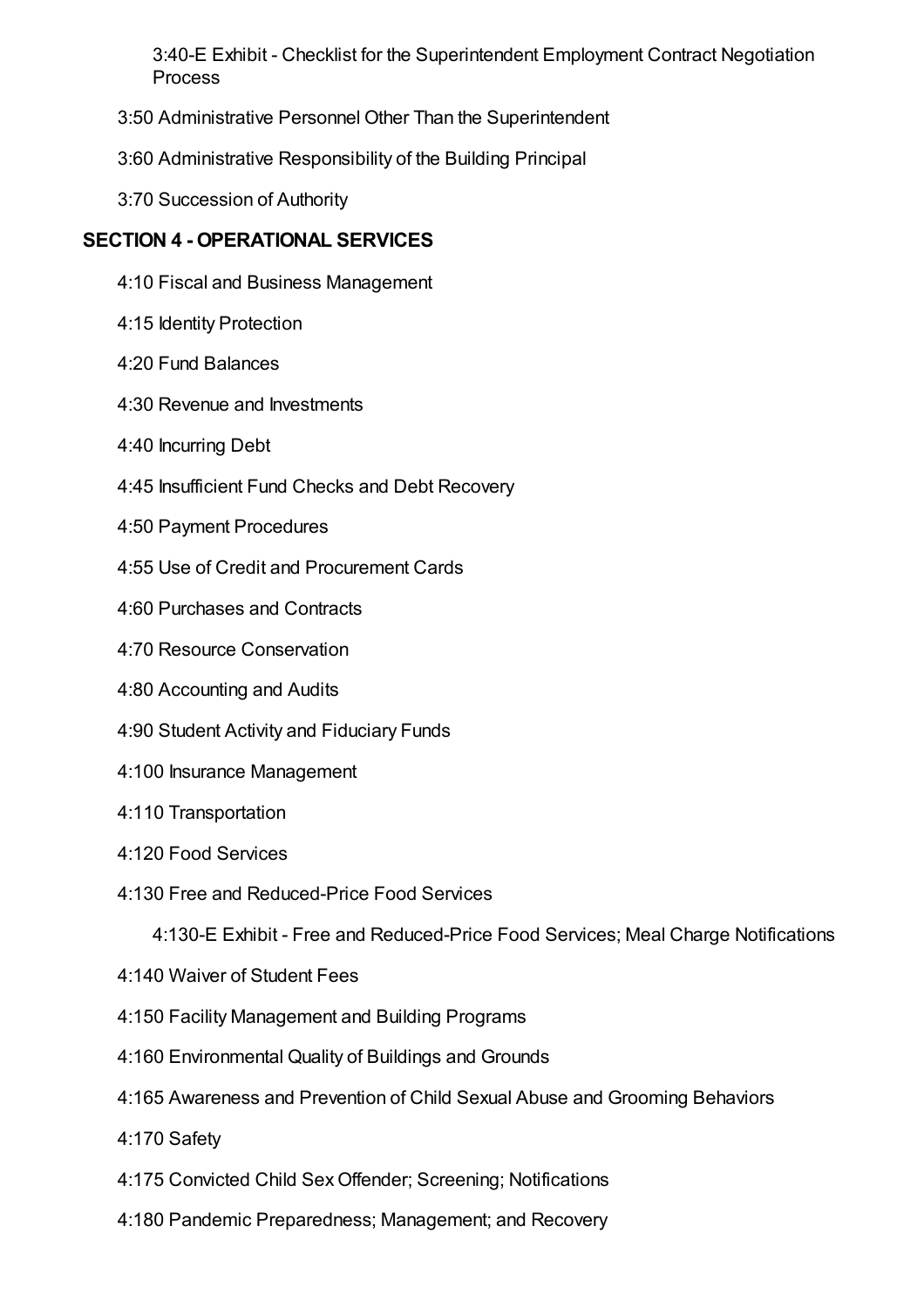- 3:40-E Exhibit - Checklist for the Superintendent Employment Contract Negotiation Process

3:50 Administrative Personnel Other Than the Superintendent

3:60 Administrative Responsibility of the Building Principal

3:70 Succession of Authority

## SECTION 4 - OPERATIONAL SERVICES

4:10 Fiscal and Business Management

4:15 Identity Protection

4:20 Fund Balances

4:30 Revenue and Investments

4:40 Incurring Debt

4:45 Insufficient Fund Checks and Debt Recovery

4:50 Payment Procedures

4:55 Use of Credit and Procurement Cards

4:60 Purchases and Contracts

4:70 Resource Conservation

4:80 Accounting and Audits

4:90 Student Activity and Fiduciary Funds

4:100 Insurance Management

4:110 Transportation

4:120 Food Services

4:130 Free and Reduced-Price Food Services

- 4:130-E Exhibit - Free and Reduced-Price Food Services; Meal Charge Notifications

4:140 Waiver of Student Fees

4:150 Facility Management and Building Programs

4:160 Environmental Quality of Buildings and Grounds

4:165 Awareness and Prevention of Child Sexual Abuse and Grooming Behaviors

4:170 Safety

4:175 Convicted Child Sex Offender; Screening; Notifications

4:180 Pandemic Preparedness; Management; and Recovery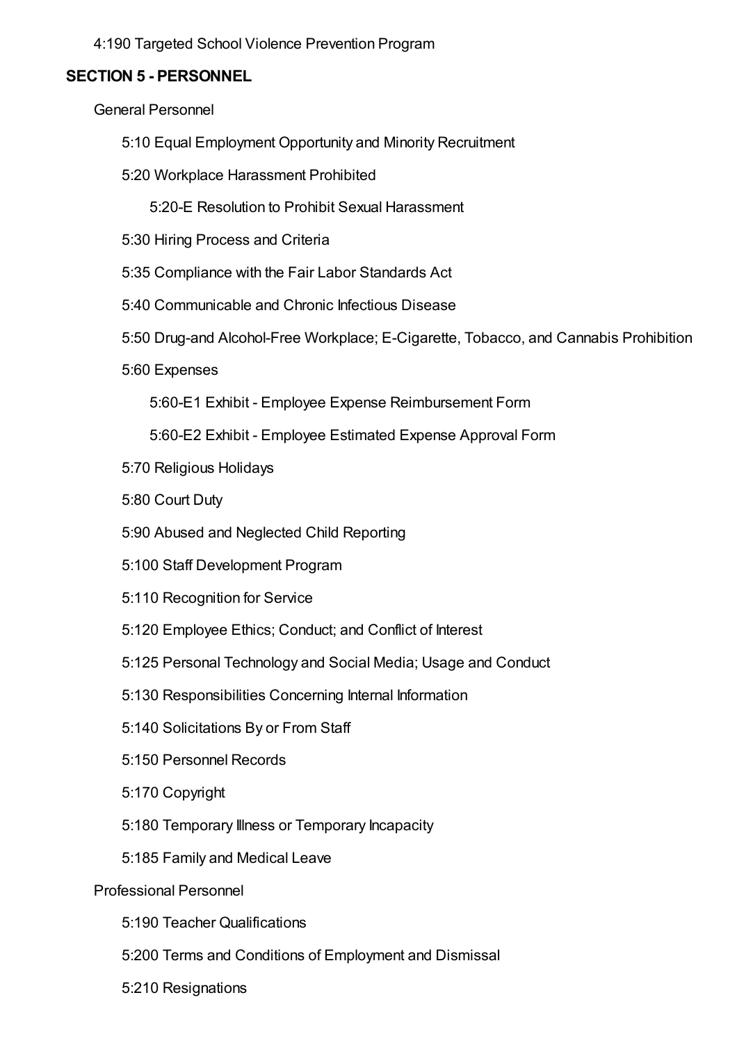4:190 Targeted School Violence Prevention Program

## SECTION 5 - PERSONNEL

General Personnel

- 5:10 Equal Employment Opportunity and Minority Recruitment
- 5:20 Workplace Harassment Prohibited
  - 5:20-E Resolution to Prohibit Sexual Harassment
- 5:30 Hiring Process and Criteria
- 5:35 Compliance with the Fair Labor Standards Act
- 5:40 Communicable and Chronic Infectious Disease
- 5:50 Drug-and Alcohol-Free Workplace; E-Cigarette, Tobacco, and Cannabis Prohibition
- 5:60 Expenses
  - 5:60-E1 Exhibit - Employee Expense Reimbursement Form
  - 5:60-E2 Exhibit - Employee Estimated Expense Approval Form
- 5:70 Religious Holidays
- 5:80 Court Duty
- 5:90 Abused and Neglected Child Reporting
- 5:100 Staff Development Program
- 5:110 Recognition for Service
- 5:120 Employee Ethics; Conduct; and Conflict of Interest
- 5:125 Personal Technology and Social Media; Usage and Conduct
- 5:130 Responsibilities Concerning Internal Information
- 5:140 Solicitations By or From Staff
- 5:150 Personnel Records
- 5:170 Copyright
- 5:180 Temporary Illness or Temporary Incapacity
- 5:185 Family and Medical Leave

Professional Personnel

- 5:190 Teacher Qualifications
- 5:200 Terms and Conditions of Employment and Dismissal
- 5:210 Resignations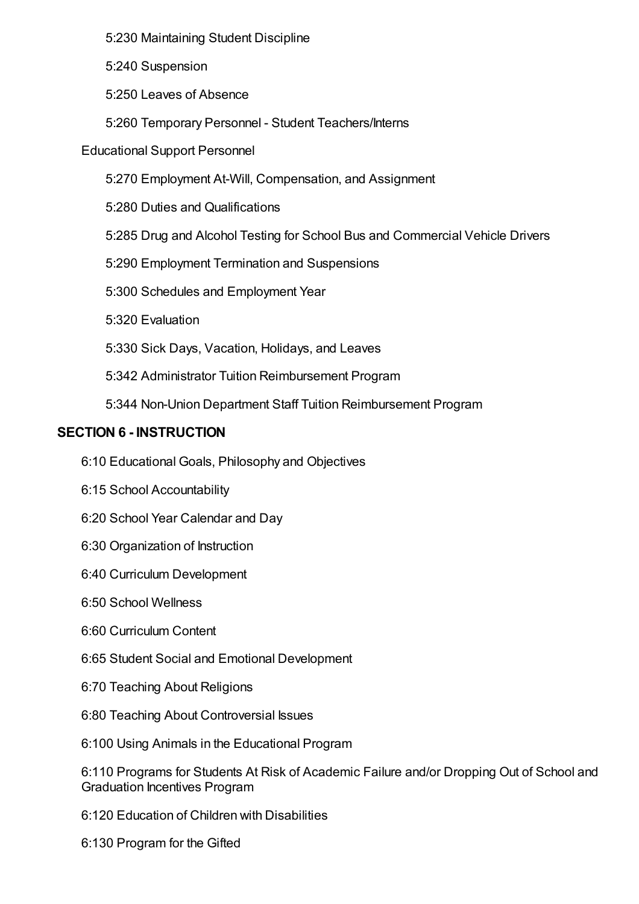- 5:230 Maintaining Student Discipline
- 5:240 Suspension
- 5:250 Leaves of Absence
- 5:260 Temporary Personnel - Student Teachers/Interns

Educational Support Personnel

- 5:270 Employment At-Will, Compensation, and Assignment
- 5:280 Duties and Qualifications
- 5:285 Drug and Alcohol Testing for School Bus and Commercial Vehicle Drivers
- 5:290 Employment Termination and Suspensions
- 5:300 Schedules and Employment Year
- 5:320 Evaluation
- 5:330 Sick Days, Vacation, Holidays, and Leaves
- 5:342 Administrator Tuition Reimbursement Program
- 5:344 Non-Union Department Staff Tuition Reimbursement Program

## SECTION 6 - INSTRUCTION

- 6:10 Educational Goals, Philosophy and Objectives
- 6:15 School Accountability
- 6:20 School Year Calendar and Day
- 6:30 Organization of Instruction
- 6:40 Curriculum Development
- 6:50 School Wellness
- 6:60 Curriculum Content
- 6:65 Student Social and Emotional Development
- 6:70 Teaching About Religions
- 6:80 Teaching About Controversial Issues
- 6:100 Using Animals in the Educational Program
- 6:110 Programs for Students At Risk of Academic Failure and/or Dropping Out of School and Graduation Incentives Program
- 6:120 Education of Children with Disabilities
- 6:130 Program for the Gifted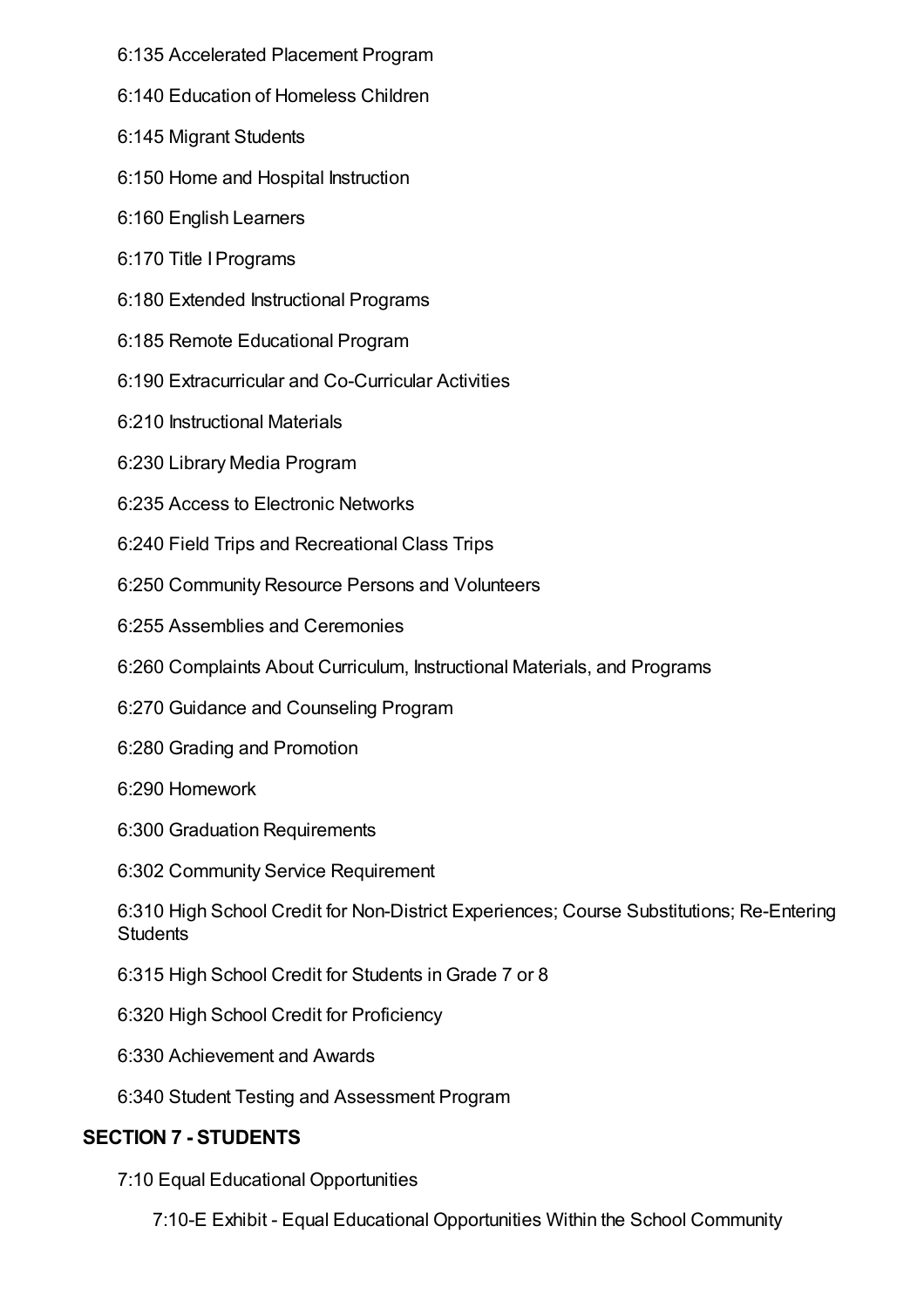6:135 Accelerated Placement Program

6:140 Education of Homeless Children

6:145 Migrant Students

6:150 Home and Hospital Instruction

6:160 English Learners

6:170 Title I Programs

6:180 Extended Instructional Programs

6:185 Remote Educational Program

6:190 Extracurricular and Co-Curricular Activities

6:210 Instructional Materials

6:230 Library Media Program

6:235 Access to Electronic Networks

6:240 Field Trips and Recreational Class Trips

6:250 Community Resource Persons and Volunteers

6:255 Assemblies and Ceremonies

6:260 Complaints About Curriculum, Instructional Materials, and Programs

6:270 Guidance and Counseling Program

6:280 Grading and Promotion

6:290 Homework

6:300 Graduation Requirements

6:302 Community Service Requirement

6:310 High School Credit for Non-District Experiences; Course Substitutions; Re-Entering Students

6:315 High School Credit for Students in Grade 7 or 8

6:320 High School Credit for Proficiency

6:330 Achievement and Awards

6:340 Student Testing and Assessment Program

## SECTION 7 - STUDENTS

7:10 Equal Educational Opportunities

7:10-E Exhibit - Equal Educational Opportunities Within the School Community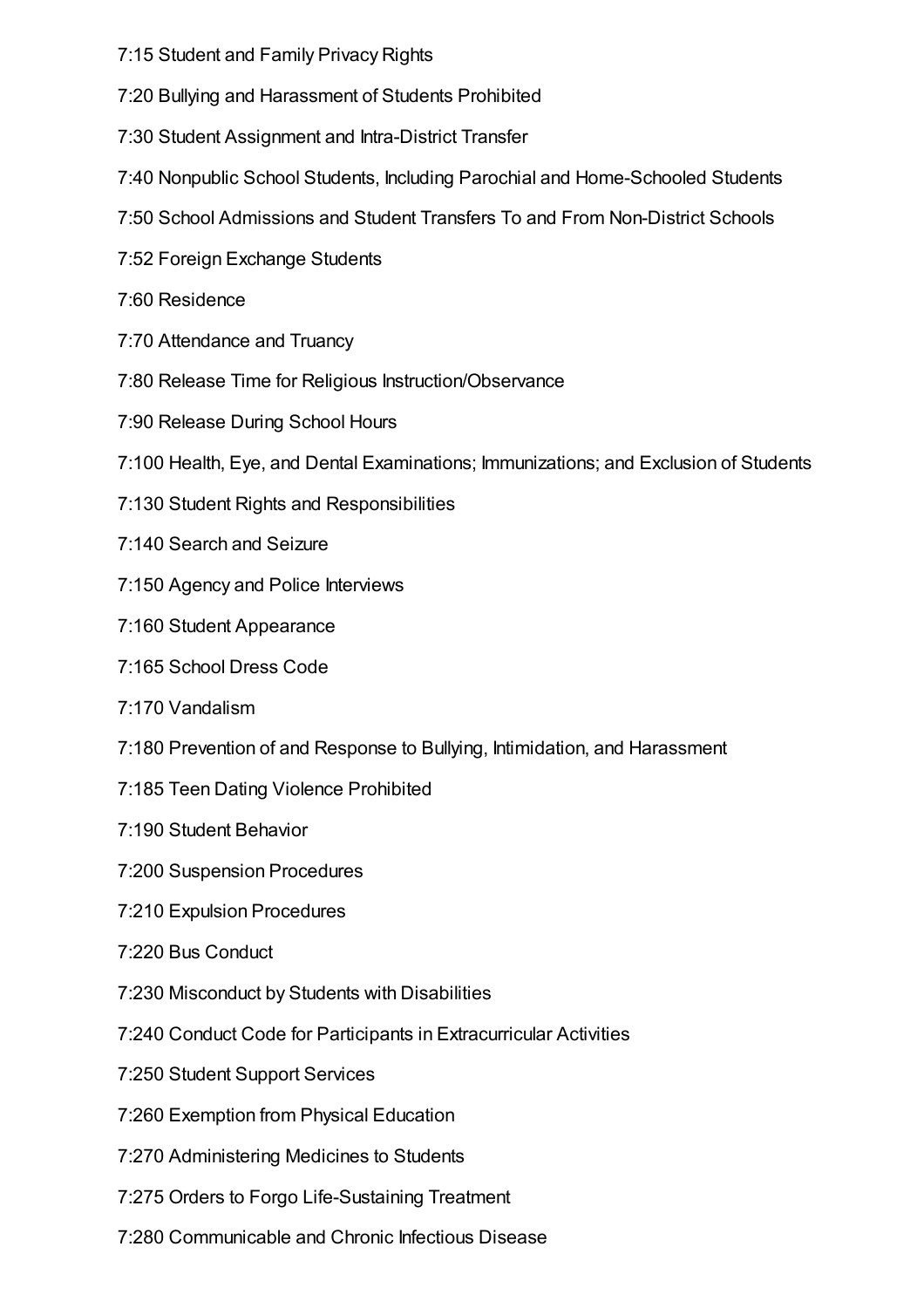7:15 Student and Family Privacy Rights

7:20 Bullying and Harassment of Students Prohibited

7:30 Student Assignment and Intra-District Transfer

7:40 Nonpublic School Students, Including Parochial and Home-Schooled Students

7:50 School Admissions and Student Transfers To and From Non-District Schools

7:52 Foreign Exchange Students

7:60 Residence

7:70 Attendance and Truancy

7:80 Release Time for Religious Instruction/Observance

7:90 Release During School Hours

7:100 Health, Eye, and Dental Examinations; Immunizations; and Exclusion of Students

7:130 Student Rights and Responsibilities

7:140 Search and Seizure

7:150 Agency and Police Interviews

7:160 Student Appearance

7:165 School Dress Code

7:170 Vandalism

7:180 Prevention of and Response to Bullying, Intimidation, and Harassment

7:185 Teen Dating Violence Prohibited

7:190 Student Behavior

7:200 Suspension Procedures

7:210 Expulsion Procedures

7:220 Bus Conduct

7:230 Misconduct by Students with Disabilities

7:240 Conduct Code for Participants in Extracurricular Activities

7:250 Student Support Services

7:260 Exemption from Physical Education

7:270 Administering Medicines to Students

7:275 Orders to Forgo Life-Sustaining Treatment

7:280 Communicable and Chronic Infectious Disease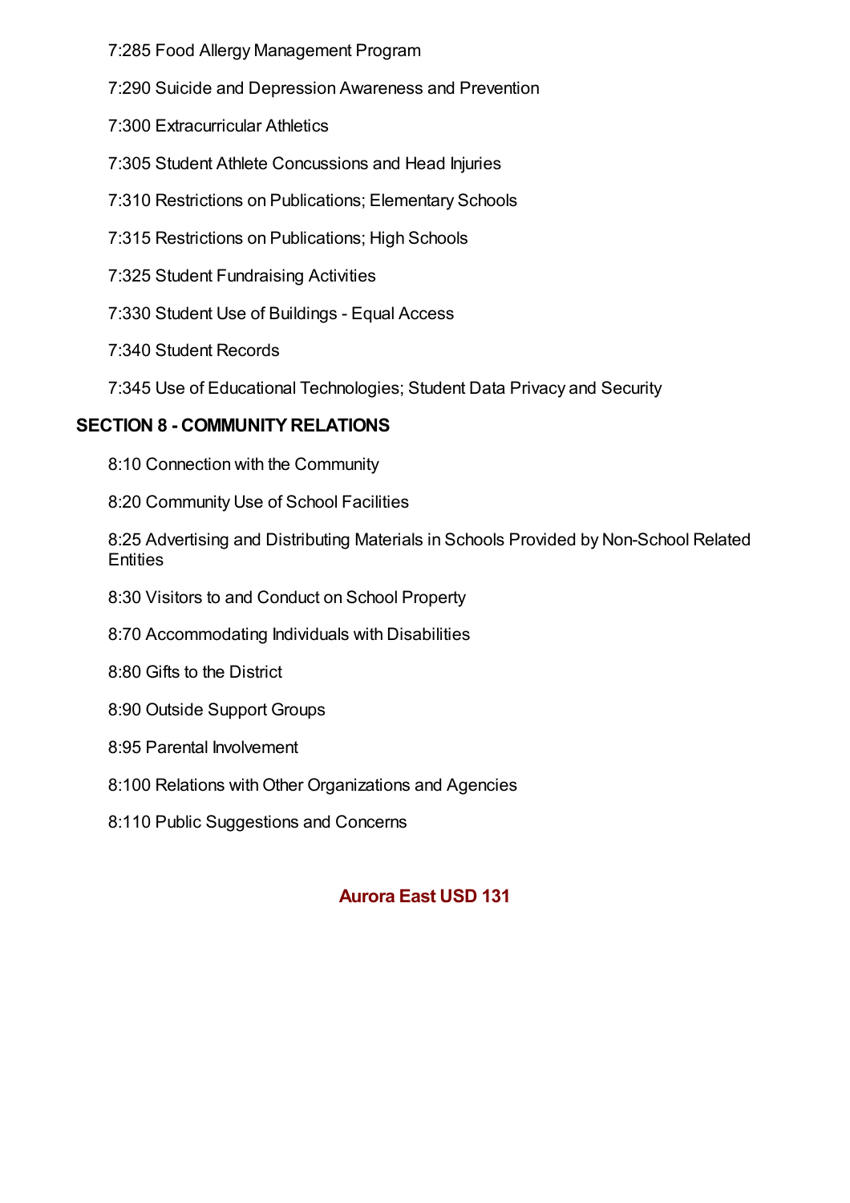7:285 Food Allergy Management Program

7:290 Suicide and Depression Awareness and Prevention

7:300 Extracurricular Athletics

7:305 Student Athlete Concussions and Head Injuries

7:310 Restrictions on Publications; Elementary Schools

7:315 Restrictions on Publications; High Schools

7:325 Student Fundraising Activities

7:330 Student Use of Buildings - Equal Access

7:340 Student Records

7:345 Use of Educational Technologies; Student Data Privacy and Security

## SECTION 8 - COMMUNITY RELATIONS

8:10 Connection with the Community

8:20 Community Use of School Facilities

8:25 Advertising and Distributing Materials in Schools Provided by Non-School Related Entities

8:30 Visitors to and Conduct on School Property

8:70 Accommodating Individuals with Disabilities

8:80 Gifts to the District

8:90 Outside Support Groups

8:95 Parental Involvement

8:100 Relations with Other Organizations and Agencies

8:110 Public Suggestions and Concerns

**Aurora East USD 131**